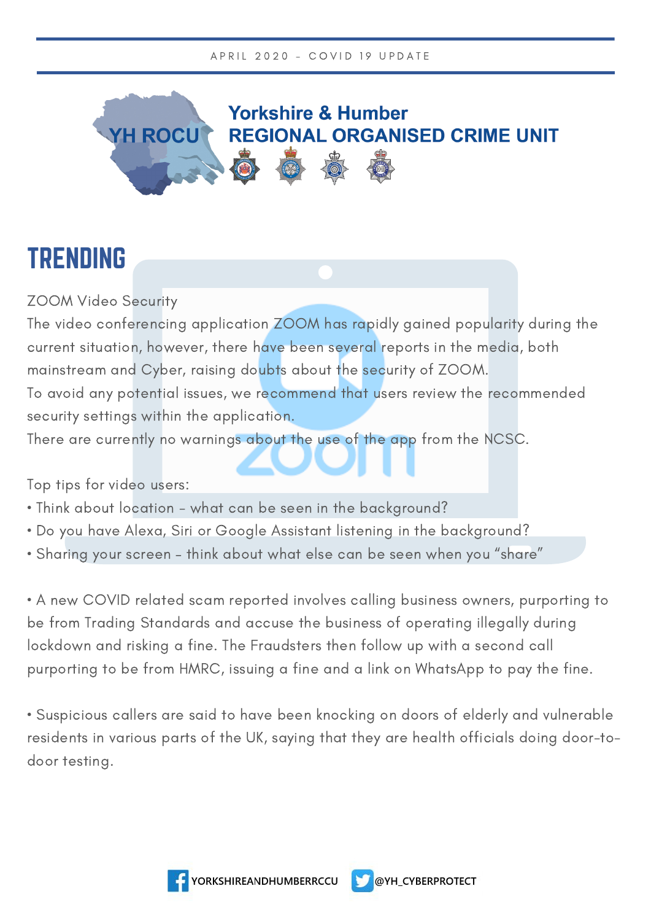APRIL 2020 - COVID 19 UPDATE

# Yorkshire & Humber REGIONAL ORGANISED CRIME UNIT

YH ROCU

## TRENDING

ZOOM Video Security

The video conferencing application ZOOM has rapidly gained popularity during the current situation, however, there have been several reports in the media, both mainstream and Cyber, raising doubts about the security of ZOOM.

To avoid any potential issues, we recommend that users review the recommended security settings within the application.

There are currently no warnings about the use of the app from the NCSC.

Top tips for video users:

- Think about location - what can be seen in the background?
- Do you have Alexa, Siri or Google Assistant listening in the background?
- Sharing your screen - think about what else can be seen when you "share"

- A new COVID related scam reported involves calling business owners, purporting to be from Trading Standards and accuse the business of operating illegally during lockdown and risking a fine. The Fraudsters then follow up with a second call purporting to be from HMRC, issuing a fine and a link on WhatsApp to pay the fine.

- Suspicious callers are said to have been knocking on doors of elderly and vulnerable residents in various parts of the UK, saying that they are health officials doing door-to-door testing.

YORKSHIREANDHUMBERRCCU @YH_CYBERPROTECT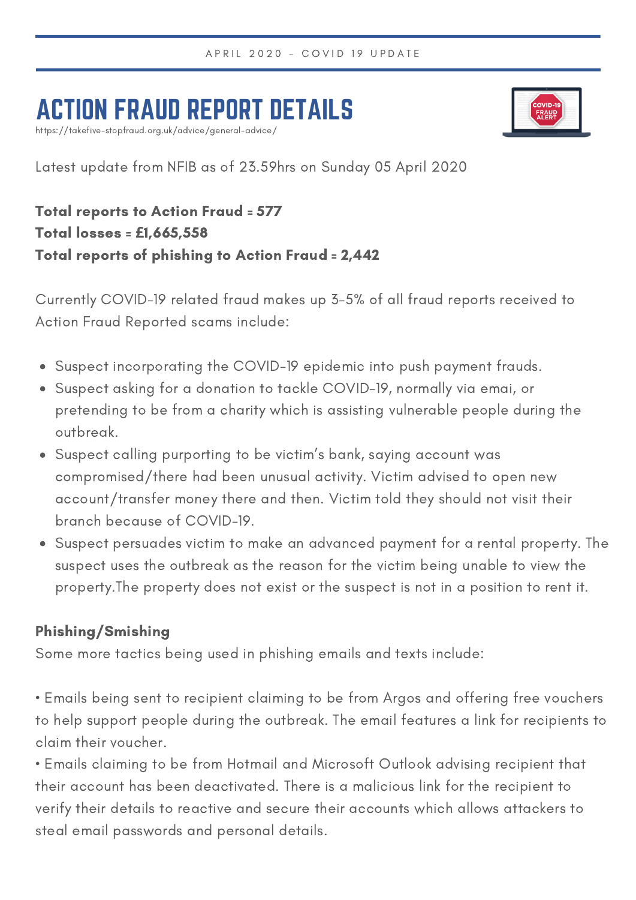APRIL 2020 - COVID 19 UPDATE

# ACTION FRAUD REPORT DETAILS

https://takefive-stopfraud.org.uk/advice/general-advice/

Latest update from NFIB as of 23.59hrs on Sunday 05 April 2020

**Total reports to Action Fraud = 577**
**Total losses = £1,665,558**
**Total reports of phishing to Action Fraud = 2,442**

Currently COVID-19 related fraud makes up 3-5% of all fraud reports received to Action Fraud Reported scams include:

- Suspect incorporating the COVID-19 epidemic into push payment frauds.
- Suspect asking for a donation to tackle COVID-19, normally via emai, or pretending to be from a charity which is assisting vulnerable people during the outbreak.
- Suspect calling purporting to be victim's bank, saying account was compromised/there had been unusual activity. Victim advised to open new account/transfer money there and then. Victim told they should not visit their branch because of COVID-19.
- Suspect persuades victim to make an advanced payment for a rental property. The suspect uses the outbreak as the reason for the victim being unable to view the property.The property does not exist or the suspect is not in a position to rent it.

**Phishing/Smishing**

Some more tactics being used in phishing emails and texts include:

• Emails being sent to recipient claiming to be from Argos and offering free vouchers to help support people during the outbreak. The email features a link for recipients to claim their voucher.

• Emails claiming to be from Hotmail and Microsoft Outlook advising recipient that their account has been deactivated. There is a malicious link for the recipient to verify their details to reactive and secure their accounts which allows attackers to steal email passwords and personal details.